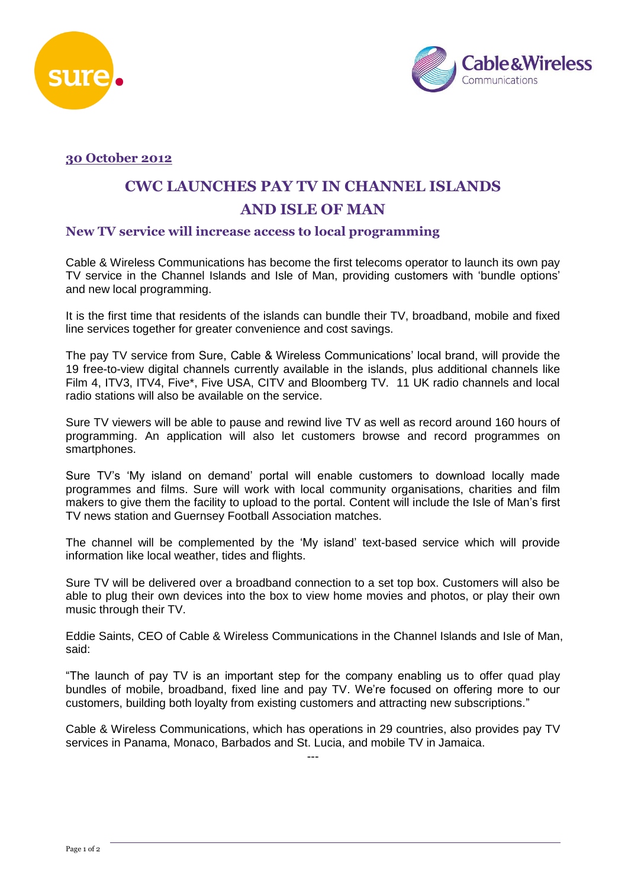**30 October 2012**

# CWC LAUNCHES PAY TV IN CHANNEL ISLANDS AND ISLE OF MAN

## New TV service will increase access to local programming

Cable & Wireless Communications has become the first telecoms operator to launch its own pay TV service in the Channel Islands and Isle of Man, providing customers with 'bundle options' and new local programming.

It is the first time that residents of the islands can bundle their TV, broadband, mobile and fixed line services together for greater convenience and cost savings.

The pay TV service from Sure, Cable & Wireless Communications' local brand, will provide the 19 free-to-view digital channels currently available in the islands, plus additional channels like Film 4, ITV3, ITV4, Five*, Five USA, CITV and Bloomberg TV. 11 UK radio channels and local radio stations will also be available on the service.

Sure TV viewers will be able to pause and rewind live TV as well as record around 160 hours of programming. An application will also let customers browse and record programmes on smartphones.

Sure TV's 'My island on demand' portal will enable customers to download locally made programmes and films. Sure will work with local community organisations, charities and film makers to give them the facility to upload to the portal. Content will include the Isle of Man's first TV news station and Guernsey Football Association matches.

The channel will be complemented by the 'My island' text-based service which will provide information like local weather, tides and flights.

Sure TV will be delivered over a broadband connection to a set top box. Customers will also be able to plug their own devices into the box to view home movies and photos, or play their own music through their TV.

Eddie Saints, CEO of Cable & Wireless Communications in the Channel Islands and Isle of Man, said:

"The launch of pay TV is an important step for the company enabling us to offer quad play bundles of mobile, broadband, fixed line and pay TV. We're focused on offering more to our customers, building both loyalty from existing customers and attracting new subscriptions."

Cable & Wireless Communications, which has operations in 29 countries, also provides pay TV services in Panama, Monaco, Barbados and St. Lucia, and mobile TV in Jamaica.

---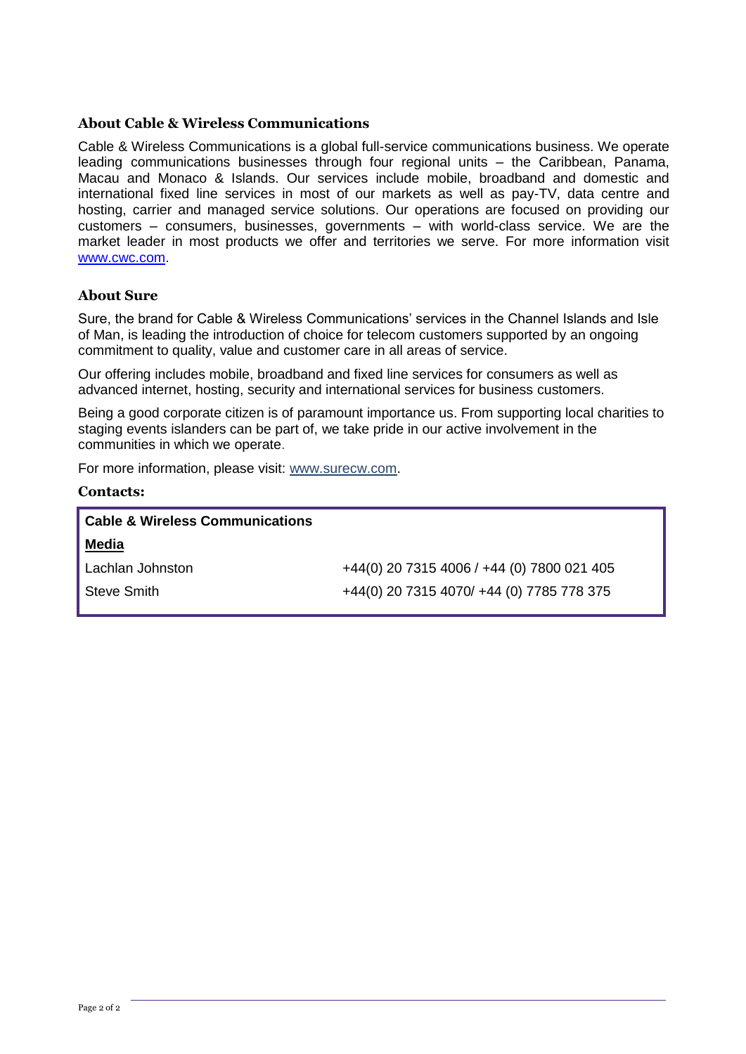## About Cable & Wireless Communications

Cable & Wireless Communications is a global full-service communications business. We operate leading communications businesses through four regional units – the Caribbean, Panama, Macau and Monaco & Islands. Our services include mobile, broadband and domestic and international fixed line services in most of our markets as well as pay-TV, data centre and hosting, carrier and managed service solutions. Our operations are focused on providing our customers – consumers, businesses, governments – with world-class service. We are the market leader in most products we offer and territories we serve. For more information visit www.cwc.com.

## About Sure

Sure, the brand for Cable & Wireless Communications' services in the Channel Islands and Isle of Man, is leading the introduction of choice for telecom customers supported by an ongoing commitment to quality, value and customer care in all areas of service.

Our offering includes mobile, broadband and fixed line services for consumers as well as advanced internet, hosting, security and international services for business customers.

Being a good corporate citizen is of paramount importance us. From supporting local charities to staging events islanders can be part of, we take pride in our active involvement in the communities in which we operate.

For more information, please visit: www.surecw.com.

**Contacts:**

| | |
|---|---|
| **Cable & Wireless Communications** | |
| **Media** | |
| Lachlan Johnston | +44(0) 20 7315 4006 / +44 (0) 7800 021 405 |
| Steve Smith | +44(0) 20 7315 4070/ +44 (0) 7785 778 375 |